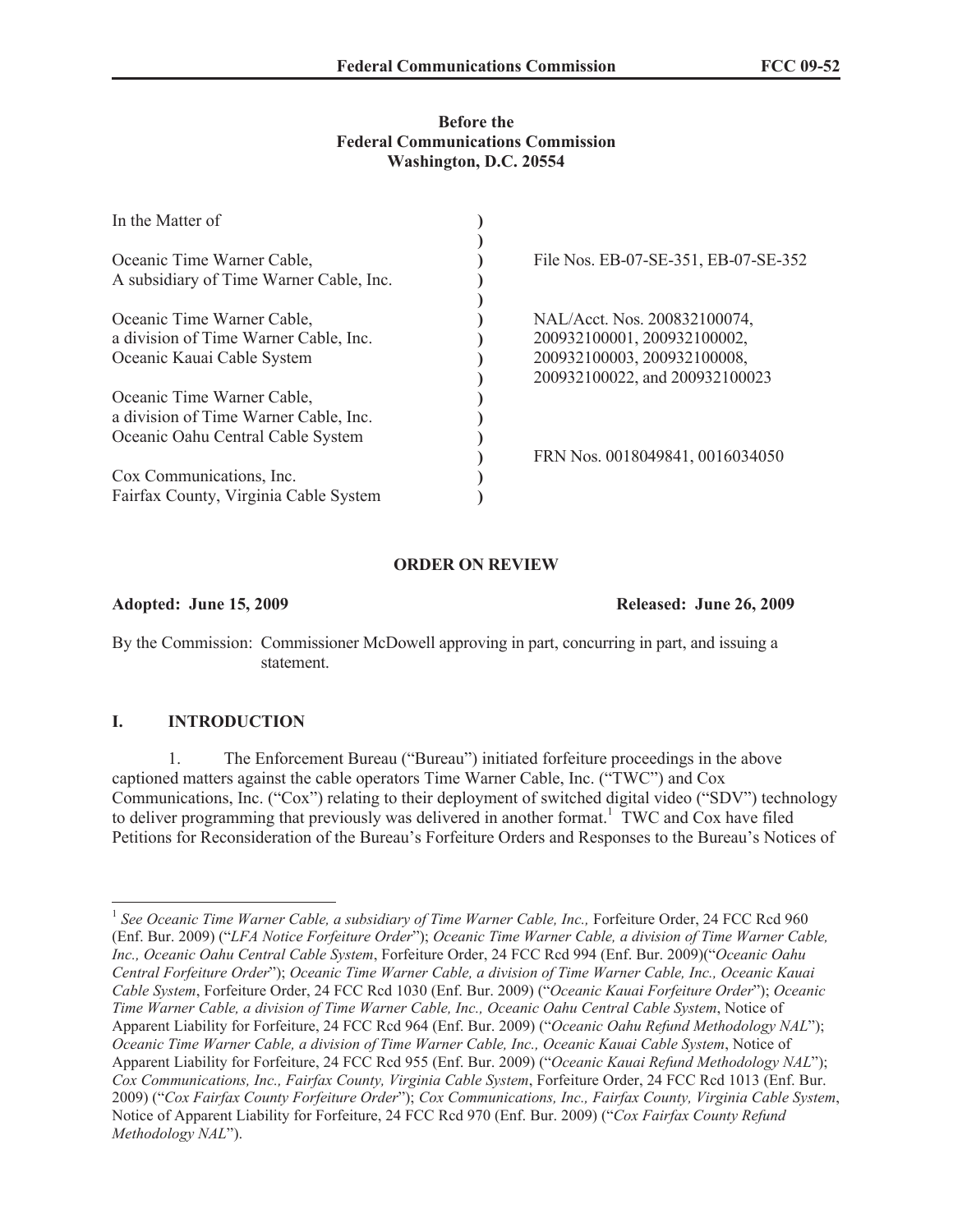**Before the**
**Federal Communications Commission**
**Washington, D.C. 20554**

| In the Matter of | ) | |
|---|---|---|
| | ) | |
| Oceanic Time Warner Cable, | ) | File Nos. EB-07-SE-351, EB-07-SE-352 |
| A subsidiary of Time Warner Cable, Inc. | ) | |
| | ) | |
| Oceanic Time Warner Cable, | ) | NAL/Acct. Nos. 200832100074, |
| a division of Time Warner Cable, Inc. | ) | 200932100001, 200932100002, |
| Oceanic Kauai Cable System | ) | 200932100003, 200932100008, |
| | ) | 200932100022, and 200932100023 |
| Oceanic Time Warner Cable, | ) | |
| a division of Time Warner Cable, Inc. | ) | |
| Oceanic Oahu Central Cable System | ) | |
| | ) | FRN Nos. 0018049841, 0016034050 |
| Cox Communications, Inc. | ) | |
| Fairfax County, Virginia Cable System | ) | |

**ORDER ON REVIEW**

**Adopted: June 15, 2009** **Released: June 26, 2009**

By the Commission: Commissioner McDowell approving in part, concurring in part, and issuing a statement.

## I. INTRODUCTION

1. The Enforcement Bureau ("Bureau") initiated forfeiture proceedings in the above captioned matters against the cable operators Time Warner Cable, Inc. ("TWC") and Cox Communications, Inc. ("Cox") relating to their deployment of switched digital video ("SDV") technology to deliver programming that previously was delivered in another format.[1] TWC and Cox have filed Petitions for Reconsideration of the Bureau's Forfeiture Orders and Responses to the Bureau's Notices of

---

[1] *See Oceanic Time Warner Cable, a subsidiary of Time Warner Cable, Inc.,* Forfeiture Order, 24 FCC Rcd 960 (Enf. Bur. 2009) ("*LFA Notice Forfeiture Order*"); *Oceanic Time Warner Cable, a division of Time Warner Cable, Inc., Oceanic Oahu Central Cable System*, Forfeiture Order, 24 FCC Rcd 994 (Enf. Bur. 2009)("*Oceanic Oahu Central Forfeiture Order*"); *Oceanic Time Warner Cable, a division of Time Warner Cable, Inc., Oceanic Kauai Cable System*, Forfeiture Order, 24 FCC Rcd 1030 (Enf. Bur. 2009) ("*Oceanic Kauai Forfeiture Order*"); *Oceanic Time Warner Cable, a division of Time Warner Cable, Inc., Oceanic Oahu Central Cable System*, Notice of Apparent Liability for Forfeiture, 24 FCC Rcd 964 (Enf. Bur. 2009) ("*Oceanic Oahu Refund Methodology NAL*"); *Oceanic Time Warner Cable, a division of Time Warner Cable, Inc., Oceanic Kauai Cable System*, Notice of Apparent Liability for Forfeiture, 24 FCC Rcd 955 (Enf. Bur. 2009) ("*Oceanic Kauai Refund Methodology NAL*"); *Cox Communications, Inc., Fairfax County, Virginia Cable System*, Forfeiture Order, 24 FCC Rcd 1013 (Enf. Bur. 2009) ("*Cox Fairfax County Forfeiture Order*"); *Cox Communications, Inc., Fairfax County, Virginia Cable System*, Notice of Apparent Liability for Forfeiture, 24 FCC Rcd 970 (Enf. Bur. 2009) ("*Cox Fairfax County Refund Methodology NAL*").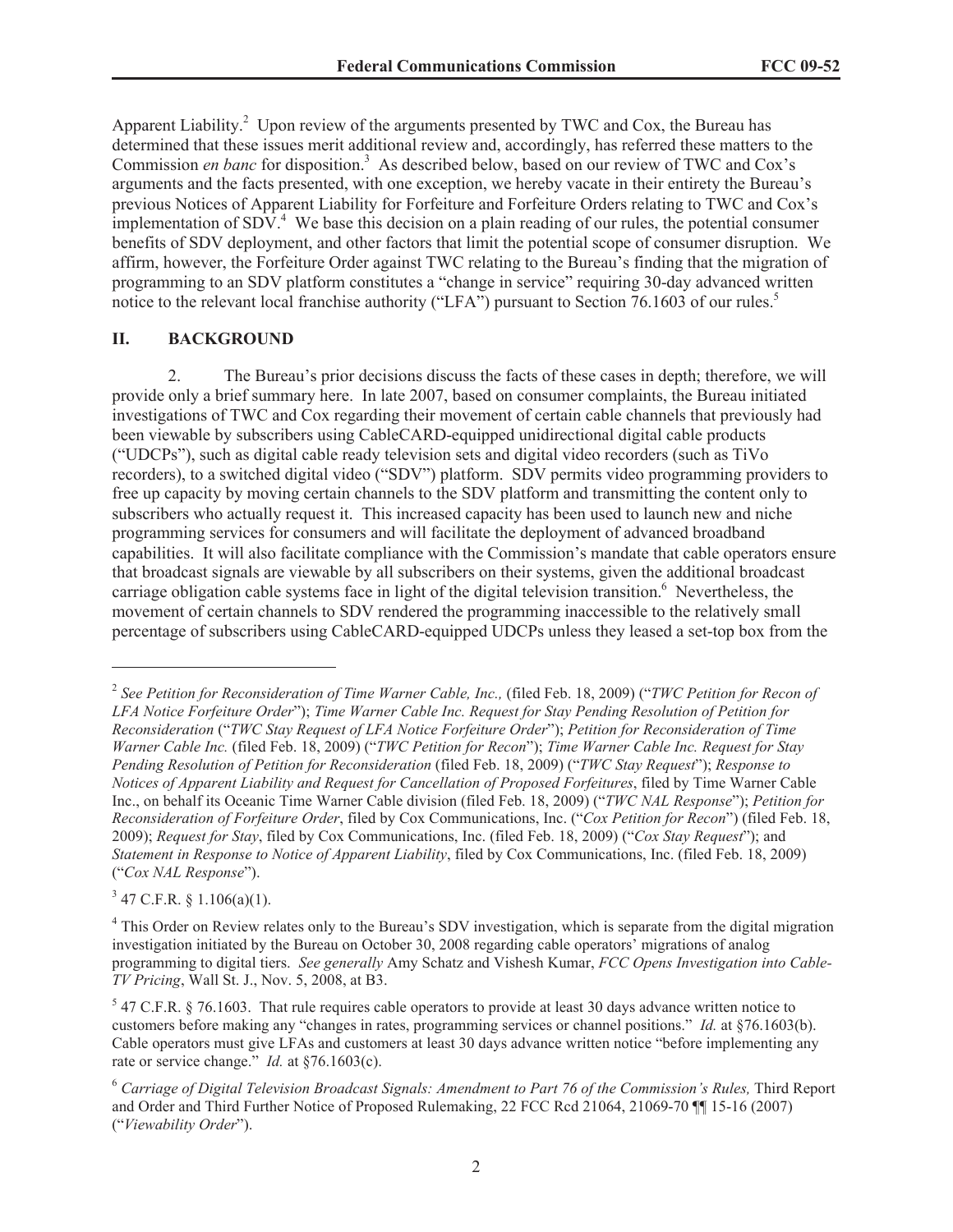Apparent Liability.[2] Upon review of the arguments presented by TWC and Cox, the Bureau has determined that these issues merit additional review and, accordingly, has referred these matters to the Commission *en banc* for disposition.[3] As described below, based on our review of TWC and Cox's arguments and the facts presented, with one exception, we hereby vacate in their entirety the Bureau's previous Notices of Apparent Liability for Forfeiture and Forfeiture Orders relating to TWC and Cox's implementation of SDV.[4] We base this decision on a plain reading of our rules, the potential consumer benefits of SDV deployment, and other factors that limit the potential scope of consumer disruption. We affirm, however, the Forfeiture Order against TWC relating to the Bureau's finding that the migration of programming to an SDV platform constitutes a "change in service" requiring 30-day advanced written notice to the relevant local franchise authority ("LFA") pursuant to Section 76.1603 of our rules.[5]

## II. BACKGROUND

2. The Bureau's prior decisions discuss the facts of these cases in depth; therefore, we will provide only a brief summary here. In late 2007, based on consumer complaints, the Bureau initiated investigations of TWC and Cox regarding their movement of certain cable channels that previously had been viewable by subscribers using CableCARD-equipped unidirectional digital cable products ("UDCPs"), such as digital cable ready television sets and digital video recorders (such as TiVo recorders), to a switched digital video ("SDV") platform. SDV permits video programming providers to free up capacity by moving certain channels to the SDV platform and transmitting the content only to subscribers who actually request it. This increased capacity has been used to launch new and niche programming services for consumers and will facilitate the deployment of advanced broadband capabilities. It will also facilitate compliance with the Commission's mandate that cable operators ensure that broadcast signals are viewable by all subscribers on their systems, given the additional broadcast carriage obligation cable systems face in light of the digital television transition.[6] Nevertheless, the movement of certain channels to SDV rendered the programming inaccessible to the relatively small percentage of subscribers using CableCARD-equipped UDCPs unless they leased a set-top box from the

---

[2] *See Petition for Reconsideration of Time Warner Cable, Inc.,* (filed Feb. 18, 2009) ("*TWC Petition for Recon of LFA Notice Forfeiture Order*"); *Time Warner Cable Inc. Request for Stay Pending Resolution of Petition for Reconsideration* ("*TWC Stay Request of LFA Notice Forfeiture Order*"); *Petition for Reconsideration of Time Warner Cable Inc.* (filed Feb. 18, 2009) ("*TWC Petition for Recon*"); *Time Warner Cable Inc. Request for Stay Pending Resolution of Petition for Reconsideration* (filed Feb. 18, 2009) ("*TWC Stay Request*"); *Response to Notices of Apparent Liability and Request for Cancellation of Proposed Forfeitures*, filed by Time Warner Cable Inc., on behalf its Oceanic Time Warner Cable division (filed Feb. 18, 2009) ("*TWC NAL Response*"); *Petition for Reconsideration of Forfeiture Order*, filed by Cox Communications, Inc. ("*Cox Petition for Recon*") (filed Feb. 18, 2009); *Request for Stay*, filed by Cox Communications, Inc. (filed Feb. 18, 2009) ("*Cox Stay Request*"); and *Statement in Response to Notice of Apparent Liability*, filed by Cox Communications, Inc. (filed Feb. 18, 2009) ("*Cox NAL Response*").

[3] 47 C.F.R. § 1.106(a)(1).

[4] This Order on Review relates only to the Bureau's SDV investigation, which is separate from the digital migration investigation initiated by the Bureau on October 30, 2008 regarding cable operators' migrations of analog programming to digital tiers. *See generally* Amy Schatz and Vishesh Kumar, *FCC Opens Investigation into Cable-TV Pricing*, Wall St. J., Nov. 5, 2008, at B3.

[5] 47 C.F.R. § 76.1603. That rule requires cable operators to provide at least 30 days advance written notice to customers before making any "changes in rates, programming services or channel positions." *Id.* at §76.1603(b). Cable operators must give LFAs and customers at least 30 days advance written notice "before implementing any rate or service change." *Id.* at §76.1603(c).

[6] *Carriage of Digital Television Broadcast Signals: Amendment to Part 76 of the Commission's Rules,* Third Report and Order and Third Further Notice of Proposed Rulemaking, 22 FCC Rcd 21064, 21069-70 ¶¶ 15-16 (2007) ("*Viewability Order*").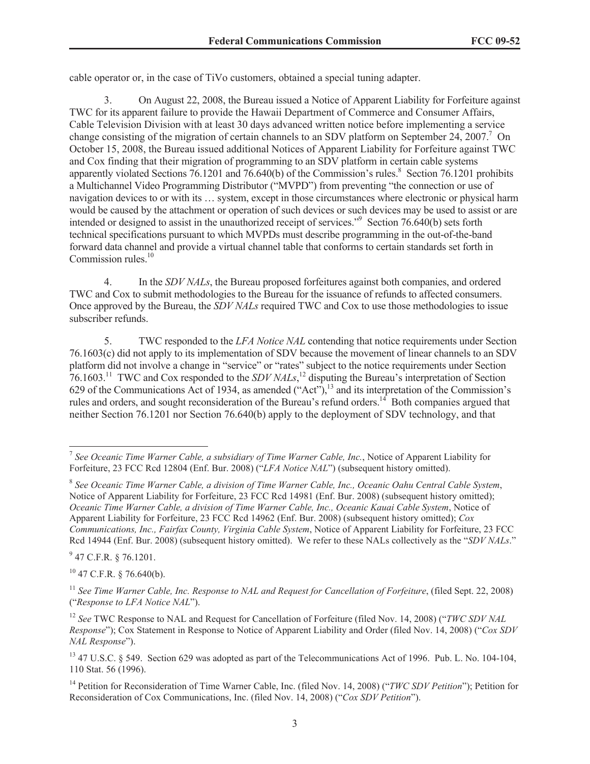cable operator or, in the case of TiVo customers, obtained a special tuning adapter.

3. On August 22, 2008, the Bureau issued a Notice of Apparent Liability for Forfeiture against TWC for its apparent failure to provide the Hawaii Department of Commerce and Consumer Affairs, Cable Television Division with at least 30 days advanced written notice before implementing a service change consisting of the migration of certain channels to an SDV platform on September 24, 2007.[7] On October 15, 2008, the Bureau issued additional Notices of Apparent Liability for Forfeiture against TWC and Cox finding that their migration of programming to an SDV platform in certain cable systems apparently violated Sections 76.1201 and 76.640(b) of the Commission's rules.[8] Section 76.1201 prohibits a Multichannel Video Programming Distributor ("MVPD") from preventing "the connection or use of navigation devices to or with its … system, except in those circumstances where electronic or physical harm would be caused by the attachment or operation of such devices or such devices may be used to assist or are intended or designed to assist in the unauthorized receipt of services."[9] Section 76.640(b) sets forth technical specifications pursuant to which MVPDs must describe programming in the out-of-the-band forward data channel and provide a virtual channel table that conforms to certain standards set forth in Commission rules.[10]

4. In the *SDV NALs*, the Bureau proposed forfeitures against both companies, and ordered TWC and Cox to submit methodologies to the Bureau for the issuance of refunds to affected consumers. Once approved by the Bureau, the *SDV NALs* required TWC and Cox to use those methodologies to issue subscriber refunds.

5. TWC responded to the *LFA Notice NAL* contending that notice requirements under Section 76.1603(c) did not apply to its implementation of SDV because the movement of linear channels to an SDV platform did not involve a change in "service" or "rates" subject to the notice requirements under Section 76.1603.[11] TWC and Cox responded to the *SDV NALs*,[12] disputing the Bureau's interpretation of Section 629 of the Communications Act of 1934, as amended ("Act"),[13] and its interpretation of the Commission's rules and orders, and sought reconsideration of the Bureau's refund orders.[14] Both companies argued that neither Section 76.1201 nor Section 76.640(b) apply to the deployment of SDV technology, and that

---

[7] *See Oceanic Time Warner Cable, a subsidiary of Time Warner Cable, Inc.*, Notice of Apparent Liability for Forfeiture, 23 FCC Rcd 12804 (Enf. Bur. 2008) ("*LFA Notice NAL*") (subsequent history omitted).

[8] *See Oceanic Time Warner Cable, a division of Time Warner Cable, Inc., Oceanic Oahu Central Cable System*, Notice of Apparent Liability for Forfeiture, 23 FCC Rcd 14981 (Enf. Bur. 2008) (subsequent history omitted); *Oceanic Time Warner Cable, a division of Time Warner Cable, Inc., Oceanic Kauai Cable System*, Notice of Apparent Liability for Forfeiture, 23 FCC Rcd 14962 (Enf. Bur. 2008) (subsequent history omitted); *Cox Communications, Inc., Fairfax County, Virginia Cable System*, Notice of Apparent Liability for Forfeiture, 23 FCC Rcd 14944 (Enf. Bur. 2008) (subsequent history omitted). We refer to these NALs collectively as the "*SDV NALs*."

[9] 47 C.F.R. § 76.1201.

[10] 47 C.F.R. § 76.640(b).

[11] *See Time Warner Cable, Inc. Response to NAL and Request for Cancellation of Forfeiture*, (filed Sept. 22, 2008) ("*Response to LFA Notice NAL*").

[12] *See* TWC Response to NAL and Request for Cancellation of Forfeiture (filed Nov. 14, 2008) ("*TWC SDV NAL Response*"); Cox Statement in Response to Notice of Apparent Liability and Order (filed Nov. 14, 2008) ("*Cox SDV NAL Response*").

[13] 47 U.S.C. § 549. Section 629 was adopted as part of the Telecommunications Act of 1996. Pub. L. No. 104-104, 110 Stat. 56 (1996).

[14] Petition for Reconsideration of Time Warner Cable, Inc. (filed Nov. 14, 2008) ("*TWC SDV Petition*"); Petition for Reconsideration of Cox Communications, Inc. (filed Nov. 14, 2008) ("*Cox SDV Petition*").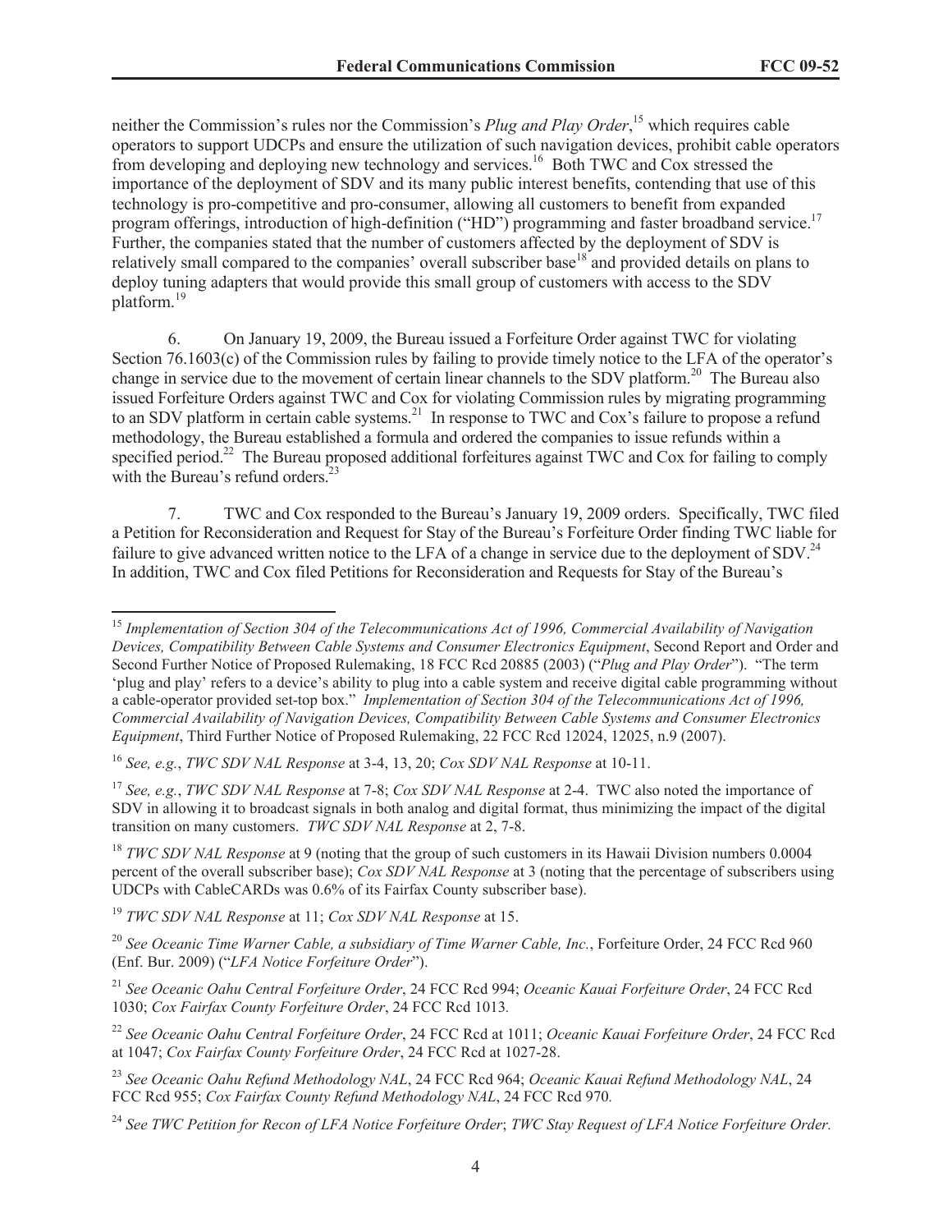neither the Commission's rules nor the Commission's *Plug and Play Order*,[15] which requires cable operators to support UDCPs and ensure the utilization of such navigation devices, prohibit cable operators from developing and deploying new technology and services.[16] Both TWC and Cox stressed the importance of the deployment of SDV and its many public interest benefits, contending that use of this technology is pro-competitive and pro-consumer, allowing all customers to benefit from expanded program offerings, introduction of high-definition ("HD") programming and faster broadband service.[17] Further, the companies stated that the number of customers affected by the deployment of SDV is relatively small compared to the companies' overall subscriber base[18] and provided details on plans to deploy tuning adapters that would provide this small group of customers with access to the SDV platform.[19]

6. On January 19, 2009, the Bureau issued a Forfeiture Order against TWC for violating Section 76.1603(c) of the Commission rules by failing to provide timely notice to the LFA of the operator's change in service due to the movement of certain linear channels to the SDV platform.[20] The Bureau also issued Forfeiture Orders against TWC and Cox for violating Commission rules by migrating programming to an SDV platform in certain cable systems.[21] In response to TWC and Cox's failure to propose a refund methodology, the Bureau established a formula and ordered the companies to issue refunds within a specified period.[22] The Bureau proposed additional forfeitures against TWC and Cox for failing to comply with the Bureau's refund orders.[23]

7. TWC and Cox responded to the Bureau's January 19, 2009 orders. Specifically, TWC filed a Petition for Reconsideration and Request for Stay of the Bureau's Forfeiture Order finding TWC liable for failure to give advanced written notice to the LFA of a change in service due to the deployment of SDV.[24] In addition, TWC and Cox filed Petitions for Reconsideration and Requests for Stay of the Bureau's

---

[15] *Implementation of Section 304 of the Telecommunications Act of 1996, Commercial Availability of Navigation Devices, Compatibility Between Cable Systems and Consumer Electronics Equipment*, Second Report and Order and Second Further Notice of Proposed Rulemaking, 18 FCC Rcd 20885 (2003) ("*Plug and Play Order*"). "The term 'plug and play' refers to a device's ability to plug into a cable system and receive digital cable programming without a cable-operator provided set-top box." *Implementation of Section 304 of the Telecommunications Act of 1996, Commercial Availability of Navigation Devices, Compatibility Between Cable Systems and Consumer Electronics Equipment*, Third Further Notice of Proposed Rulemaking, 22 FCC Rcd 12024, 12025, n.9 (2007).

[16] *See, e.g.*, *TWC SDV NAL Response* at 3-4, 13, 20; *Cox SDV NAL Response* at 10-11.

[17] *See, e.g.*, *TWC SDV NAL Response* at 7-8; *Cox SDV NAL Response* at 2-4. TWC also noted the importance of SDV in allowing it to broadcast signals in both analog and digital format, thus minimizing the impact of the digital transition on many customers. *TWC SDV NAL Response* at 2, 7-8.

[18] *TWC SDV NAL Response* at 9 (noting that the group of such customers in its Hawaii Division numbers 0.0004 percent of the overall subscriber base); *Cox SDV NAL Response* at 3 (noting that the percentage of subscribers using UDCPs with CableCARDs was 0.6% of its Fairfax County subscriber base).

[19] *TWC SDV NAL Response* at 11; *Cox SDV NAL Response* at 15.

[20] *See Oceanic Time Warner Cable, a subsidiary of Time Warner Cable, Inc.*, Forfeiture Order, 24 FCC Rcd 960 (Enf. Bur. 2009) ("*LFA Notice Forfeiture Order*").

[21] *See Oceanic Oahu Central Forfeiture Order*, 24 FCC Rcd 994; *Oceanic Kauai Forfeiture Order*, 24 FCC Rcd 1030; *Cox Fairfax County Forfeiture Order*, 24 FCC Rcd 1013.

[22] *See Oceanic Oahu Central Forfeiture Order*, 24 FCC Rcd at 1011; *Oceanic Kauai Forfeiture Order*, 24 FCC Rcd at 1047; *Cox Fairfax County Forfeiture Order*, 24 FCC Rcd at 1027-28.

[23] *See Oceanic Oahu Refund Methodology NAL*, 24 FCC Rcd 964; *Oceanic Kauai Refund Methodology NAL*, 24 FCC Rcd 955; *Cox Fairfax County Refund Methodology NAL*, 24 FCC Rcd 970.

[24] *See TWC Petition for Recon of LFA Notice Forfeiture Order*; *TWC Stay Request of LFA Notice Forfeiture Order*.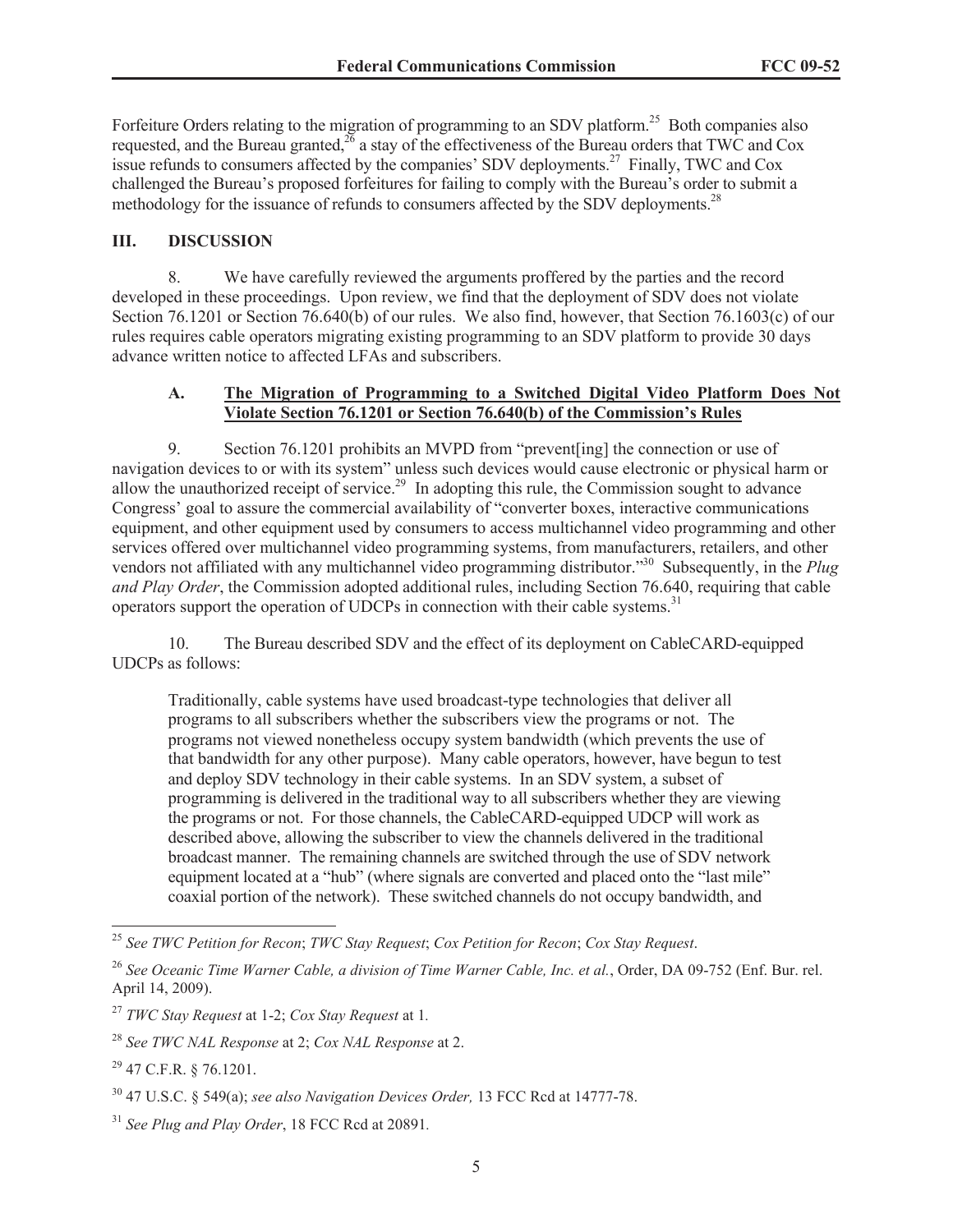Forfeiture Orders relating to the migration of programming to an SDV platform.[25] Both companies also requested, and the Bureau granted,[26] a stay of the effectiveness of the Bureau orders that TWC and Cox issue refunds to consumers affected by the companies' SDV deployments.[27] Finally, TWC and Cox challenged the Bureau's proposed forfeitures for failing to comply with the Bureau's order to submit a methodology for the issuance of refunds to consumers affected by the SDV deployments.[28]

## III. DISCUSSION

8. We have carefully reviewed the arguments proffered by the parties and the record developed in these proceedings. Upon review, we find that the deployment of SDV does not violate Section 76.1201 or Section 76.640(b) of our rules. We also find, however, that Section 76.1603(c) of our rules requires cable operators migrating existing programming to an SDV platform to provide 30 days advance written notice to affected LFAs and subscribers.

### A. The Migration of Programming to a Switched Digital Video Platform Does Not Violate Section 76.1201 or Section 76.640(b) of the Commission's Rules

9. Section 76.1201 prohibits an MVPD from "prevent[ing] the connection or use of navigation devices to or with its system" unless such devices would cause electronic or physical harm or allow the unauthorized receipt of service.[29] In adopting this rule, the Commission sought to advance Congress' goal to assure the commercial availability of "converter boxes, interactive communications equipment, and other equipment used by consumers to access multichannel video programming and other services offered over multichannel video programming systems, from manufacturers, retailers, and other vendors not affiliated with any multichannel video programming distributor."[30] Subsequently, in the *Plug and Play Order*, the Commission adopted additional rules, including Section 76.640, requiring that cable operators support the operation of UDCPs in connection with their cable systems.[31]

10. The Bureau described SDV and the effect of its deployment on CableCARD-equipped UDCPs as follows:

> Traditionally, cable systems have used broadcast-type technologies that deliver all programs to all subscribers whether the subscribers view the programs or not. The programs not viewed nonetheless occupy system bandwidth (which prevents the use of that bandwidth for any other purpose). Many cable operators, however, have begun to test and deploy SDV technology in their cable systems. In an SDV system, a subset of programming is delivered in the traditional way to all subscribers whether they are viewing the programs or not. For those channels, the CableCARD-equipped UDCP will work as described above, allowing the subscriber to view the channels delivered in the traditional broadcast manner. The remaining channels are switched through the use of SDV network equipment located at a "hub" (where signals are converted and placed onto the "last mile" coaxial portion of the network). These switched channels do not occupy bandwidth, and

---

[25] *See TWC Petition for Recon*; *TWC Stay Request*; *Cox Petition for Recon*; *Cox Stay Request*.

[26] *See Oceanic Time Warner Cable, a division of Time Warner Cable, Inc. et al.*, Order, DA 09-752 (Enf. Bur. rel. April 14, 2009).

[27] *TWC Stay Request* at 1-2; *Cox Stay Request* at 1.

[28] *See TWC NAL Response* at 2; *Cox NAL Response* at 2.

[29] 47 C.F.R. § 76.1201.

[30] 47 U.S.C. § 549(a); *see also Navigation Devices Order,* 13 FCC Rcd at 14777-78.

[31] *See Plug and Play Order*, 18 FCC Rcd at 20891.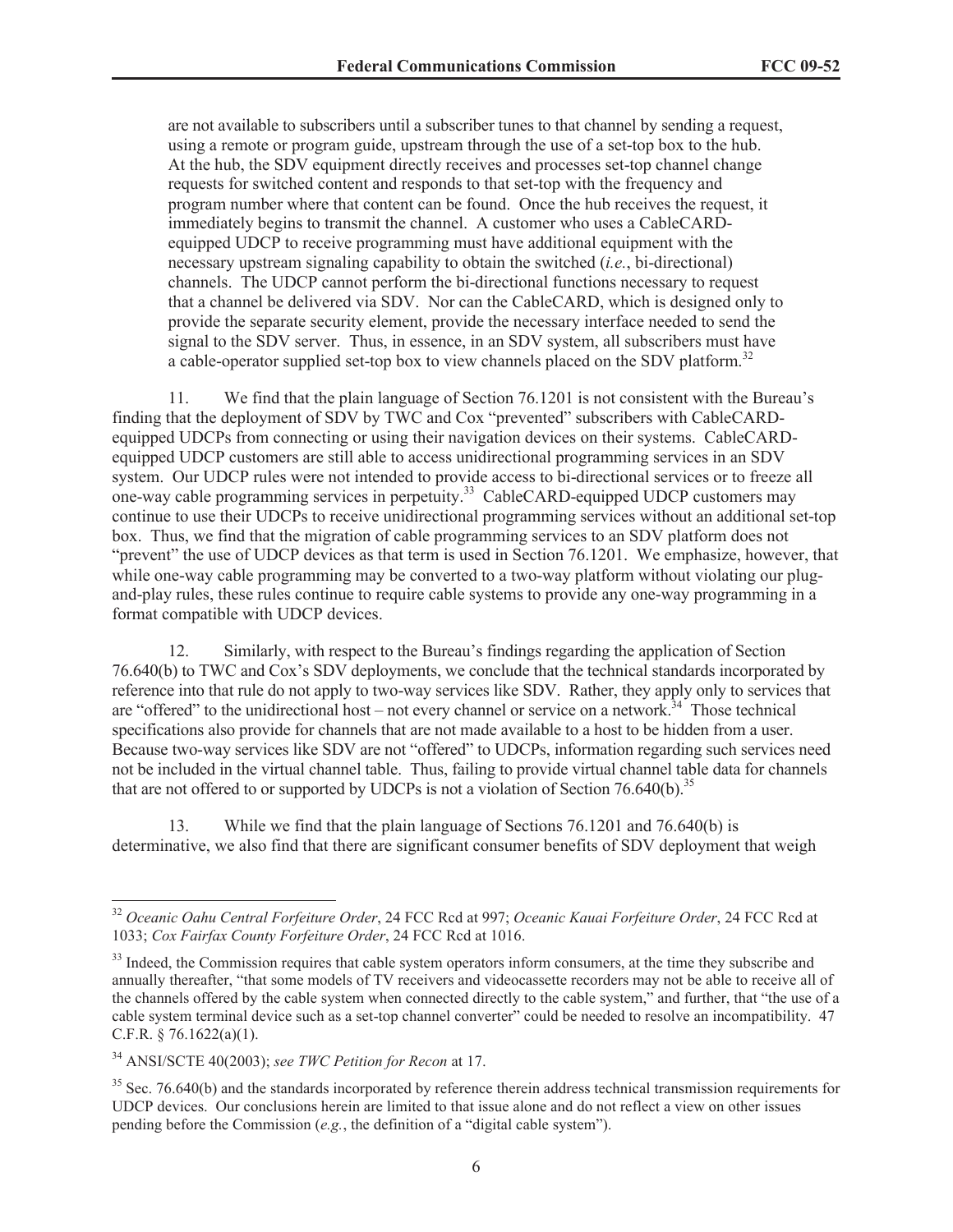are not available to subscribers until a subscriber tunes to that channel by sending a request, using a remote or program guide, upstream through the use of a set-top box to the hub. At the hub, the SDV equipment directly receives and processes set-top channel change requests for switched content and responds to that set-top with the frequency and program number where that content can be found. Once the hub receives the request, it immediately begins to transmit the channel. A customer who uses a CableCARD-equipped UDCP to receive programming must have additional equipment with the necessary upstream signaling capability to obtain the switched (*i.e.*, bi-directional) channels. The UDCP cannot perform the bi-directional functions necessary to request that a channel be delivered via SDV. Nor can the CableCARD, which is designed only to provide the separate security element, provide the necessary interface needed to send the signal to the SDV server. Thus, in essence, in an SDV system, all subscribers must have a cable-operator supplied set-top box to view channels placed on the SDV platform.[32]

11. We find that the plain language of Section 76.1201 is not consistent with the Bureau's finding that the deployment of SDV by TWC and Cox "prevented" subscribers with CableCARD-equipped UDCPs from connecting or using their navigation devices on their systems. CableCARD-equipped UDCP customers are still able to access unidirectional programming services in an SDV system. Our UDCP rules were not intended to provide access to bi-directional services or to freeze all one-way cable programming services in perpetuity.[33] CableCARD-equipped UDCP customers may continue to use their UDCPs to receive unidirectional programming services without an additional set-top box. Thus, we find that the migration of cable programming services to an SDV platform does not "prevent" the use of UDCP devices as that term is used in Section 76.1201. We emphasize, however, that while one-way cable programming may be converted to a two-way platform without violating our plug-and-play rules, these rules continue to require cable systems to provide any one-way programming in a format compatible with UDCP devices.

12. Similarly, with respect to the Bureau's findings regarding the application of Section 76.640(b) to TWC and Cox's SDV deployments, we conclude that the technical standards incorporated by reference into that rule do not apply to two-way services like SDV. Rather, they apply only to services that are "offered" to the unidirectional host – not every channel or service on a network.[34] Those technical specifications also provide for channels that are not made available to a host to be hidden from a user. Because two-way services like SDV are not "offered" to UDCPs, information regarding such services need not be included in the virtual channel table. Thus, failing to provide virtual channel table data for channels that are not offered to or supported by UDCPs is not a violation of Section 76.640(b).[35]

13. While we find that the plain language of Sections 76.1201 and 76.640(b) is determinative, we also find that there are significant consumer benefits of SDV deployment that weigh

---

[32] *Oceanic Oahu Central Forfeiture Order*, 24 FCC Rcd at 997; *Oceanic Kauai Forfeiture Order*, 24 FCC Rcd at 1033; *Cox Fairfax County Forfeiture Order*, 24 FCC Rcd at 1016.

[33] Indeed, the Commission requires that cable system operators inform consumers, at the time they subscribe and annually thereafter, "that some models of TV receivers and videocassette recorders may not be able to receive all of the channels offered by the cable system when connected directly to the cable system," and further, that "the use of a cable system terminal device such as a set-top channel converter" could be needed to resolve an incompatibility. 47 C.F.R. § 76.1622(a)(1).

[34] ANSI/SCTE 40(2003); *see TWC Petition for Recon* at 17.

[35] Sec. 76.640(b) and the standards incorporated by reference therein address technical transmission requirements for UDCP devices. Our conclusions herein are limited to that issue alone and do not reflect a view on other issues pending before the Commission (*e.g.*, the definition of a "digital cable system").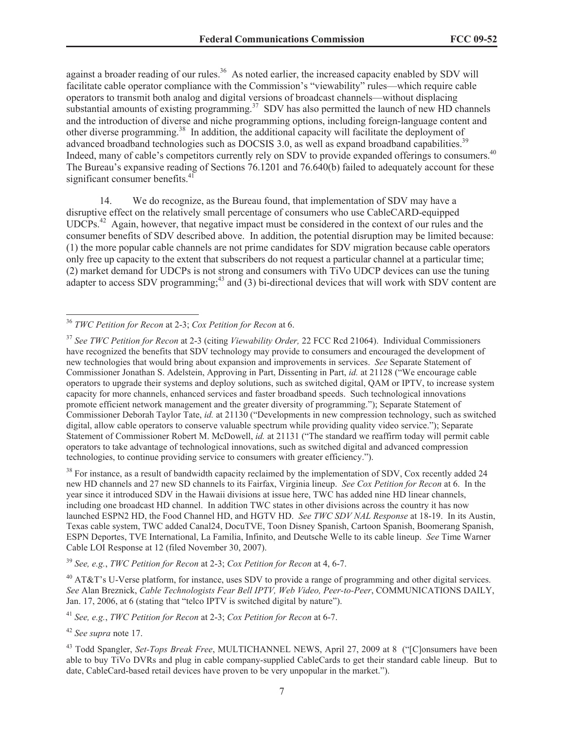against a broader reading of our rules.[36] As noted earlier, the increased capacity enabled by SDV will facilitate cable operator compliance with the Commission's "viewability" rules—which require cable operators to transmit both analog and digital versions of broadcast channels—without displacing substantial amounts of existing programming.[37] SDV has also permitted the launch of new HD channels and the introduction of diverse and niche programming options, including foreign-language content and other diverse programming.[38] In addition, the additional capacity will facilitate the deployment of advanced broadband technologies such as DOCSIS 3.0, as well as expand broadband capabilities.[39] Indeed, many of cable's competitors currently rely on SDV to provide expanded offerings to consumers.[40] The Bureau's expansive reading of Sections 76.1201 and 76.640(b) failed to adequately account for these significant consumer benefits.[41]

14. We do recognize, as the Bureau found, that implementation of SDV may have a disruptive effect on the relatively small percentage of consumers who use CableCARD-equipped UDCPs.[42] Again, however, that negative impact must be considered in the context of our rules and the consumer benefits of SDV described above. In addition, the potential disruption may be limited because: (1) the more popular cable channels are not prime candidates for SDV migration because cable operators only free up capacity to the extent that subscribers do not request a particular channel at a particular time; (2) market demand for UDCPs is not strong and consumers with TiVo UDCP devices can use the tuning adapter to access SDV programming;[43] and (3) bi-directional devices that will work with SDV content are

---

[36] *TWC Petition for Recon* at 2-3; *Cox Petition for Recon* at 6.

[37] *See TWC Petition for Recon* at 2-3 (citing *Viewability Order,* 22 FCC Rcd 21064). Individual Commissioners have recognized the benefits that SDV technology may provide to consumers and encouraged the development of new technologies that would bring about expansion and improvements in services. *See* Separate Statement of Commissioner Jonathan S. Adelstein, Approving in Part, Dissenting in Part, *id.* at 21128 ("We encourage cable operators to upgrade their systems and deploy solutions, such as switched digital, QAM or IPTV, to increase system capacity for more channels, enhanced services and faster broadband speeds. Such technological innovations promote efficient network management and the greater diversity of programming."); Separate Statement of Commissioner Deborah Taylor Tate, *id.* at 21130 ("Developments in new compression technology, such as switched digital, allow cable operators to conserve valuable spectrum while providing quality video service."); Separate Statement of Commissioner Robert M. McDowell, *id.* at 21131 ("The standard we reaffirm today will permit cable operators to take advantage of technological innovations, such as switched digital and advanced compression technologies, to continue providing service to consumers with greater efficiency.").

[38] For instance, as a result of bandwidth capacity reclaimed by the implementation of SDV, Cox recently added 24 new HD channels and 27 new SD channels to its Fairfax, Virginia lineup. *See Cox Petition for Recon* at 6. In the year since it introduced SDV in the Hawaii divisions at issue here, TWC has added nine HD linear channels, including one broadcast HD channel. In addition TWC states in other divisions across the country it has now launched ESPN2 HD, the Food Channel HD, and HGTV HD. *See TWC SDV NAL Response* at 18-19. In its Austin, Texas cable system, TWC added Canal24, DocuTVE, Toon Disney Spanish, Cartoon Spanish, Boomerang Spanish, ESPN Deportes, TVE International, La Familia, Infinito, and Deutsche Welle to its cable lineup. *See* Time Warner Cable LOI Response at 12 (filed November 30, 2007).

[39] *See, e.g.*, *TWC Petition for Recon* at 2-3; *Cox Petition for Recon* at 4, 6-7.

[40] AT&T's U-Verse platform, for instance, uses SDV to provide a range of programming and other digital services. *See* Alan Breznick, *Cable Technologists Fear Bell IPTV, Web Video, Peer-to-Peer*, COMMUNICATIONS DAILY, Jan. 17, 2006, at 6 (stating that "telco IPTV is switched digital by nature").

[41] *See, e.g.*, *TWC Petition for Recon* at 2-3; *Cox Petition for Recon* at 6-7.

[42] *See supra* note 17.

[43] Todd Spangler, *Set-Tops Break Free*, MULTICHANNEL NEWS, April 27, 2009 at 8 ("[C]onsumers have been able to buy TiVo DVRs and plug in cable company-supplied CableCards to get their standard cable lineup. But to date, CableCard-based retail devices have proven to be very unpopular in the market.").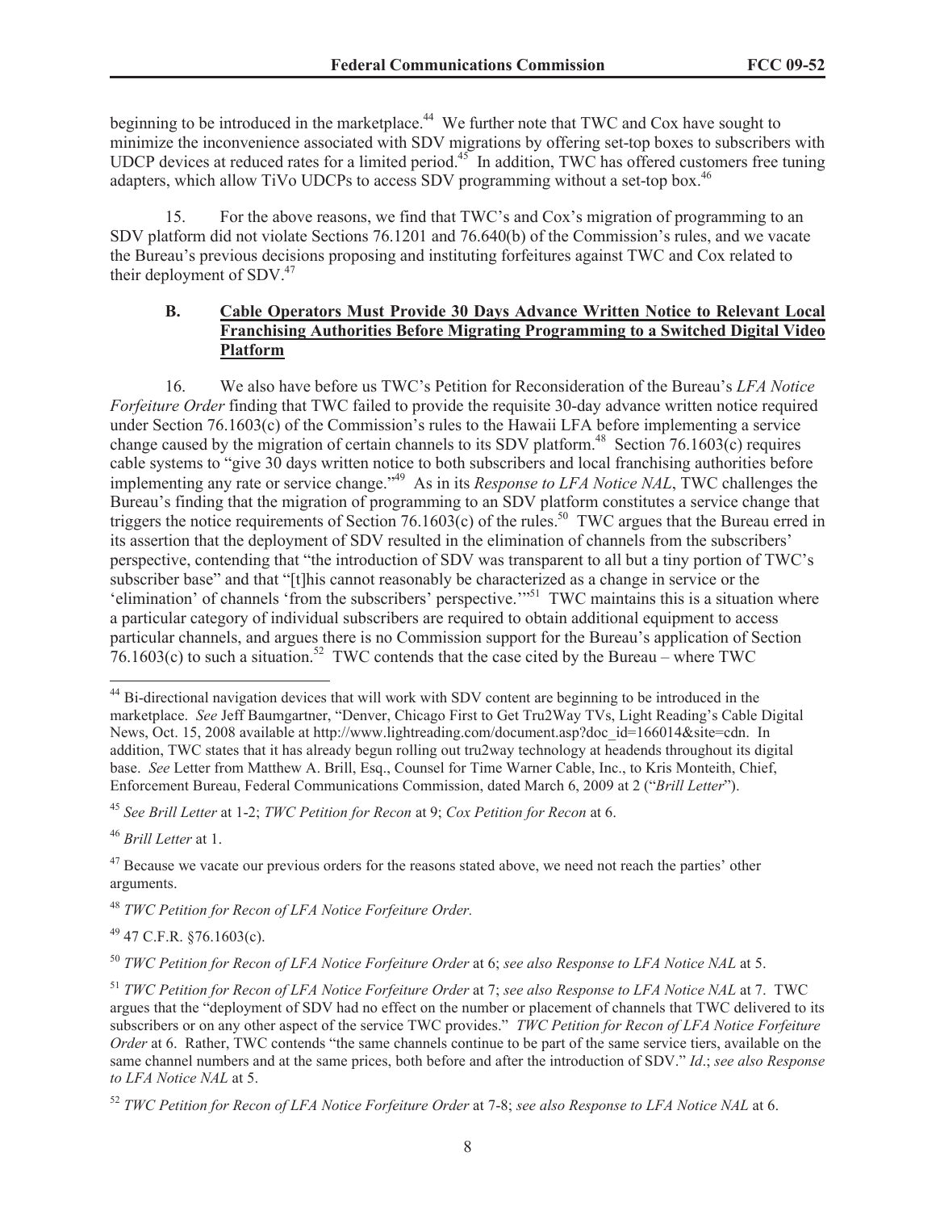beginning to be introduced in the marketplace.[44] We further note that TWC and Cox have sought to minimize the inconvenience associated with SDV migrations by offering set-top boxes to subscribers with UDCP devices at reduced rates for a limited period.[45] In addition, TWC has offered customers free tuning adapters, which allow TiVo UDCPs to access SDV programming without a set-top box.[46]

15. For the above reasons, we find that TWC's and Cox's migration of programming to an SDV platform did not violate Sections 76.1201 and 76.640(b) of the Commission's rules, and we vacate the Bureau's previous decisions proposing and instituting forfeitures against TWC and Cox related to their deployment of SDV.[47]

### B. Cable Operators Must Provide 30 Days Advance Written Notice to Relevant Local Franchising Authorities Before Migrating Programming to a Switched Digital Video Platform

16. We also have before us TWC's Petition for Reconsideration of the Bureau's *LFA Notice Forfeiture Order* finding that TWC failed to provide the requisite 30-day advance written notice required under Section 76.1603(c) of the Commission's rules to the Hawaii LFA before implementing a service change caused by the migration of certain channels to its SDV platform.[48] Section 76.1603(c) requires cable systems to "give 30 days written notice to both subscribers and local franchising authorities before implementing any rate or service change."[49] As in its *Response to LFA Notice NAL*, TWC challenges the Bureau's finding that the migration of programming to an SDV platform constitutes a service change that triggers the notice requirements of Section 76.1603(c) of the rules.[50] TWC argues that the Bureau erred in its assertion that the deployment of SDV resulted in the elimination of channels from the subscribers' perspective, contending that "the introduction of SDV was transparent to all but a tiny portion of TWC's subscriber base" and that "[t]his cannot reasonably be characterized as a change in service or the 'elimination' of channels 'from the subscribers' perspective.'"[51] TWC maintains this is a situation where a particular category of individual subscribers are required to obtain additional equipment to access particular channels, and argues there is no Commission support for the Bureau's application of Section 76.1603(c) to such a situation.[52] TWC contends that the case cited by the Bureau – where TWC

---

[44] Bi-directional navigation devices that will work with SDV content are beginning to be introduced in the marketplace. *See* Jeff Baumgartner, "Denver, Chicago First to Get Tru2Way TVs, Light Reading's Cable Digital News, Oct. 15, 2008 available at http://www.lightreading.com/document.asp?doc_id=166014&site=cdn. In addition, TWC states that it has already begun rolling out tru2way technology at headends throughout its digital base. *See* Letter from Matthew A. Brill, Esq., Counsel for Time Warner Cable, Inc., to Kris Monteith, Chief, Enforcement Bureau, Federal Communications Commission, dated March 6, 2009 at 2 ("*Brill Letter*").

[45] *See Brill Letter* at 1-2; *TWC Petition for Recon* at 9; *Cox Petition for Recon* at 6.

[46] *Brill Letter* at 1.

[47] Because we vacate our previous orders for the reasons stated above, we need not reach the parties' other arguments.

[48] *TWC Petition for Recon of LFA Notice Forfeiture Order.*

[49] 47 C.F.R. §76.1603(c).

[50] *TWC Petition for Recon of LFA Notice Forfeiture Order* at 6; *see also Response to LFA Notice NAL* at 5.

[51] *TWC Petition for Recon of LFA Notice Forfeiture Order* at 7; *see also Response to LFA Notice NAL* at 7. TWC argues that the "deployment of SDV had no effect on the number or placement of channels that TWC delivered to its subscribers or on any other aspect of the service TWC provides." *TWC Petition for Recon of LFA Notice Forfeiture Order* at 6. Rather, TWC contends "the same channels continue to be part of the same service tiers, available on the same channel numbers and at the same prices, both before and after the introduction of SDV." *Id*.; *see also Response to LFA Notice NAL* at 5.

[52] *TWC Petition for Recon of LFA Notice Forfeiture Order* at 7-8; *see also Response to LFA Notice NAL* at 6.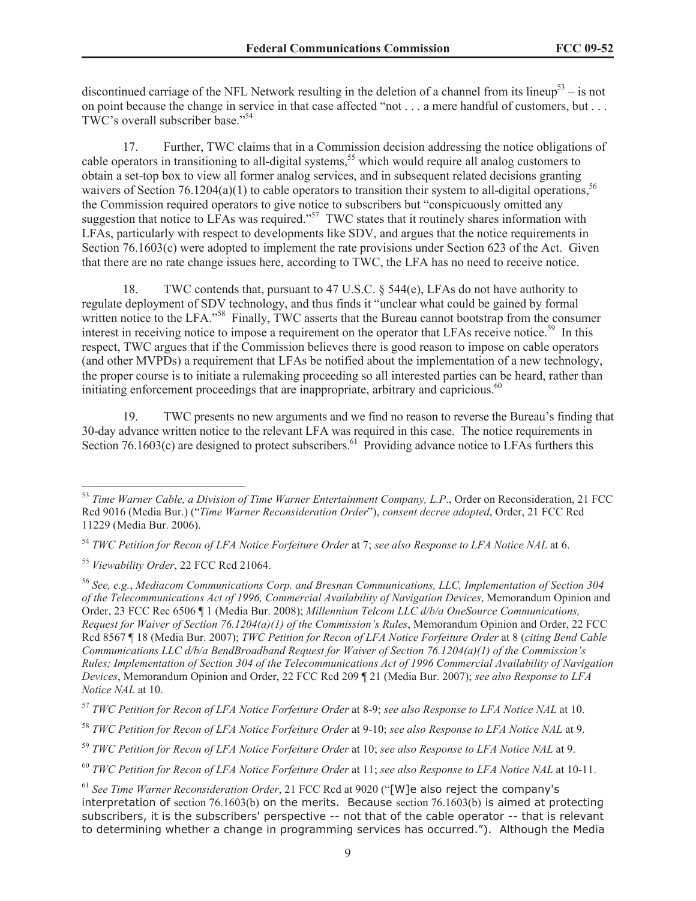discontinued carriage of the NFL Network resulting in the deletion of a channel from its lineup[53] – is not on point because the change in service in that case affected "not . . . a mere handful of customers, but . . . TWC's overall subscriber base."[54]

17. Further, TWC claims that in a Commission decision addressing the notice obligations of cable operators in transitioning to all-digital systems,[55] which would require all analog customers to obtain a set-top box to view all former analog services, and in subsequent related decisions granting waivers of Section 76.1204(a)(1) to cable operators to transition their system to all-digital operations,[56] the Commission required operators to give notice to subscribers but "conspicuously omitted any suggestion that notice to LFAs was required."[57] TWC states that it routinely shares information with LFAs, particularly with respect to developments like SDV, and argues that the notice requirements in Section 76.1603(c) were adopted to implement the rate provisions under Section 623 of the Act. Given that there are no rate change issues here, according to TWC, the LFA has no need to receive notice.

18. TWC contends that, pursuant to 47 U.S.C. § 544(e), LFAs do not have authority to regulate deployment of SDV technology, and thus finds it "unclear what could be gained by formal written notice to the LFA."[58] Finally, TWC asserts that the Bureau cannot bootstrap from the consumer interest in receiving notice to impose a requirement on the operator that LFAs receive notice.[59] In this respect, TWC argues that if the Commission believes there is good reason to impose on cable operators (and other MVPDs) a requirement that LFAs be notified about the implementation of a new technology, the proper course is to initiate a rulemaking proceeding so all interested parties can be heard, rather than initiating enforcement proceedings that are inappropriate, arbitrary and capricious.[60]

19. TWC presents no new arguments and we find no reason to reverse the Bureau's finding that 30-day advance written notice to the relevant LFA was required in this case. The notice requirements in Section 76.1603(c) are designed to protect subscribers.[61] Providing advance notice to LFAs furthers this

---

[53] *Time Warner Cable, a Division of Time Warner Entertainment Company, L.P.*, Order on Reconsideration, 21 FCC Rcd 9016 (Media Bur.) ("*Time Warner Reconsideration Order*"), *consent decree adopted*, Order, 21 FCC Rcd 11229 (Media Bur. 2006).

[54] *TWC Petition for Recon of LFA Notice Forfeiture Order* at 7; *see also Response to LFA Notice NAL* at 6.

[55] *Viewability Order*, 22 FCC Rcd 21064.

[56] *See, e.g.*, *Mediacom Communications Corp. and Bresnan Communications, LLC, Implementation of Section 304 of the Telecommunications Act of 1996, Commercial Availability of Navigation Devices*, Memorandum Opinion and Order, 23 FCC Rec 6506 ¶ 1 (Media Bur. 2008); *Millennium Telcom LLC d/b/a OneSource Communications, Request for Waiver of Section 76.1204(a)(1) of the Commission's Rules*, Memorandum Opinion and Order, 22 FCC Rcd 8567 ¶ 18 (Media Bur. 2007); *TWC Petition for Recon of LFA Notice Forfeiture Order* at 8 (*citing Bend Cable Communications LLC d/b/a BendBroadband Request for Waiver of Section 76.1204(a)(1) of the Commission's Rules; Implementation of Section 304 of the Telecommunications Act of 1996 Commercial Availability of Navigation Devices*, Memorandum Opinion and Order, 22 FCC Rcd 209 ¶ 21 (Media Bur. 2007); *see also Response to LFA Notice NAL* at 10.

[57] *TWC Petition for Recon of LFA Notice Forfeiture Order* at 8-9; *see also Response to LFA Notice NAL* at 10.

[58] *TWC Petition for Recon of LFA Notice Forfeiture Order* at 9-10; *see also Response to LFA Notice NAL* at 9.

[59] *TWC Petition for Recon of LFA Notice Forfeiture Order* at 10; *see also Response to LFA Notice NAL* at 9.

[60] *TWC Petition for Recon of LFA Notice Forfeiture Order* at 11; *see also Response to LFA Notice NAL* at 10-11.

[61] *See Time Warner Reconsideration Order*, 21 FCC Rcd at 9020 ("[W]e also reject the company's interpretation of section 76.1603(b) on the merits. Because section 76.1603(b) is aimed at protecting subscribers, it is the subscribers' perspective -- not that of the cable operator -- that is relevant to determining whether a change in programming services has occurred."). Although the Media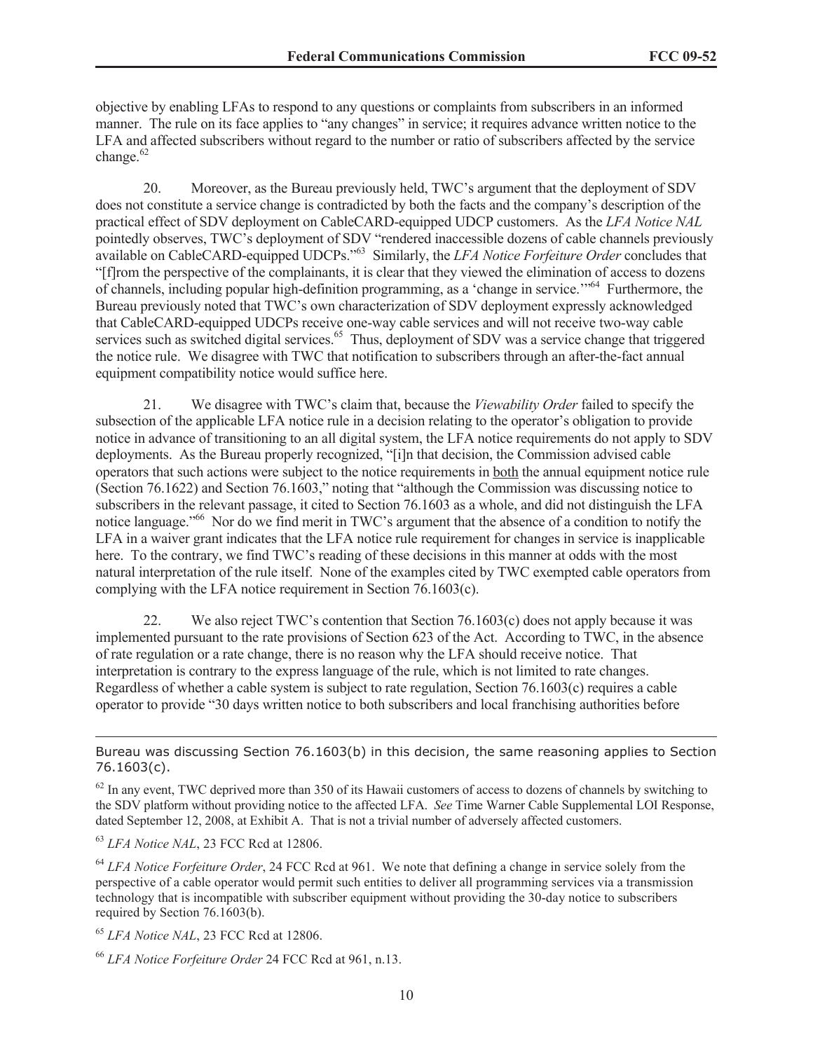objective by enabling LFAs to respond to any questions or complaints from subscribers in an informed manner. The rule on its face applies to "any changes" in service; it requires advance written notice to the LFA and affected subscribers without regard to the number or ratio of subscribers affected by the service change.[62]

20. Moreover, as the Bureau previously held, TWC's argument that the deployment of SDV does not constitute a service change is contradicted by both the facts and the company's description of the practical effect of SDV deployment on CableCARD-equipped UDCP customers. As the *LFA Notice NAL* pointedly observes, TWC's deployment of SDV "rendered inaccessible dozens of cable channels previously available on CableCARD-equipped UDCPs."[63] Similarly, the *LFA Notice Forfeiture Order* concludes that "[f]rom the perspective of the complainants, it is clear that they viewed the elimination of access to dozens of channels, including popular high-definition programming, as a 'change in service.'"[64] Furthermore, the Bureau previously noted that TWC's own characterization of SDV deployment expressly acknowledged that CableCARD-equipped UDCPs receive one-way cable services and will not receive two-way cable services such as switched digital services.[65] Thus, deployment of SDV was a service change that triggered the notice rule. We disagree with TWC that notification to subscribers through an after-the-fact annual equipment compatibility notice would suffice here.

21. We disagree with TWC's claim that, because the *Viewability Order* failed to specify the subsection of the applicable LFA notice rule in a decision relating to the operator's obligation to provide notice in advance of transitioning to an all digital system, the LFA notice requirements do not apply to SDV deployments. As the Bureau properly recognized, "[i]n that decision, the Commission advised cable operators that such actions were subject to the notice requirements in both the annual equipment notice rule (Section 76.1622) and Section 76.1603," noting that "although the Commission was discussing notice to subscribers in the relevant passage, it cited to Section 76.1603 as a whole, and did not distinguish the LFA notice language."[66] Nor do we find merit in TWC's argument that the absence of a condition to notify the LFA in a waiver grant indicates that the LFA notice rule requirement for changes in service is inapplicable here. To the contrary, we find TWC's reading of these decisions in this manner at odds with the most natural interpretation of the rule itself. None of the examples cited by TWC exempted cable operators from complying with the LFA notice requirement in Section 76.1603(c).

22. We also reject TWC's contention that Section 76.1603(c) does not apply because it was implemented pursuant to the rate provisions of Section 623 of the Act. According to TWC, in the absence of rate regulation or a rate change, there is no reason why the LFA should receive notice. That interpretation is contrary to the express language of the rule, which is not limited to rate changes. Regardless of whether a cable system is subject to rate regulation, Section 76.1603(c) requires a cable operator to provide "30 days written notice to both subscribers and local franchising authorities before

---

Bureau was discussing Section 76.1603(b) in this decision, the same reasoning applies to Section 76.1603(c).

[62] In any event, TWC deprived more than 350 of its Hawaii customers of access to dozens of channels by switching to the SDV platform without providing notice to the affected LFA. *See* Time Warner Cable Supplemental LOI Response, dated September 12, 2008, at Exhibit A. That is not a trivial number of adversely affected customers.

[63] *LFA Notice NAL*, 23 FCC Rcd at 12806.

[64] *LFA Notice Forfeiture Order*, 24 FCC Rcd at 961. We note that defining a change in service solely from the perspective of a cable operator would permit such entities to deliver all programming services via a transmission technology that is incompatible with subscriber equipment without providing the 30-day notice to subscribers required by Section 76.1603(b).

[65] *LFA Notice NAL*, 23 FCC Rcd at 12806.

[66] *LFA Notice Forfeiture Order* 24 FCC Rcd at 961, n.13.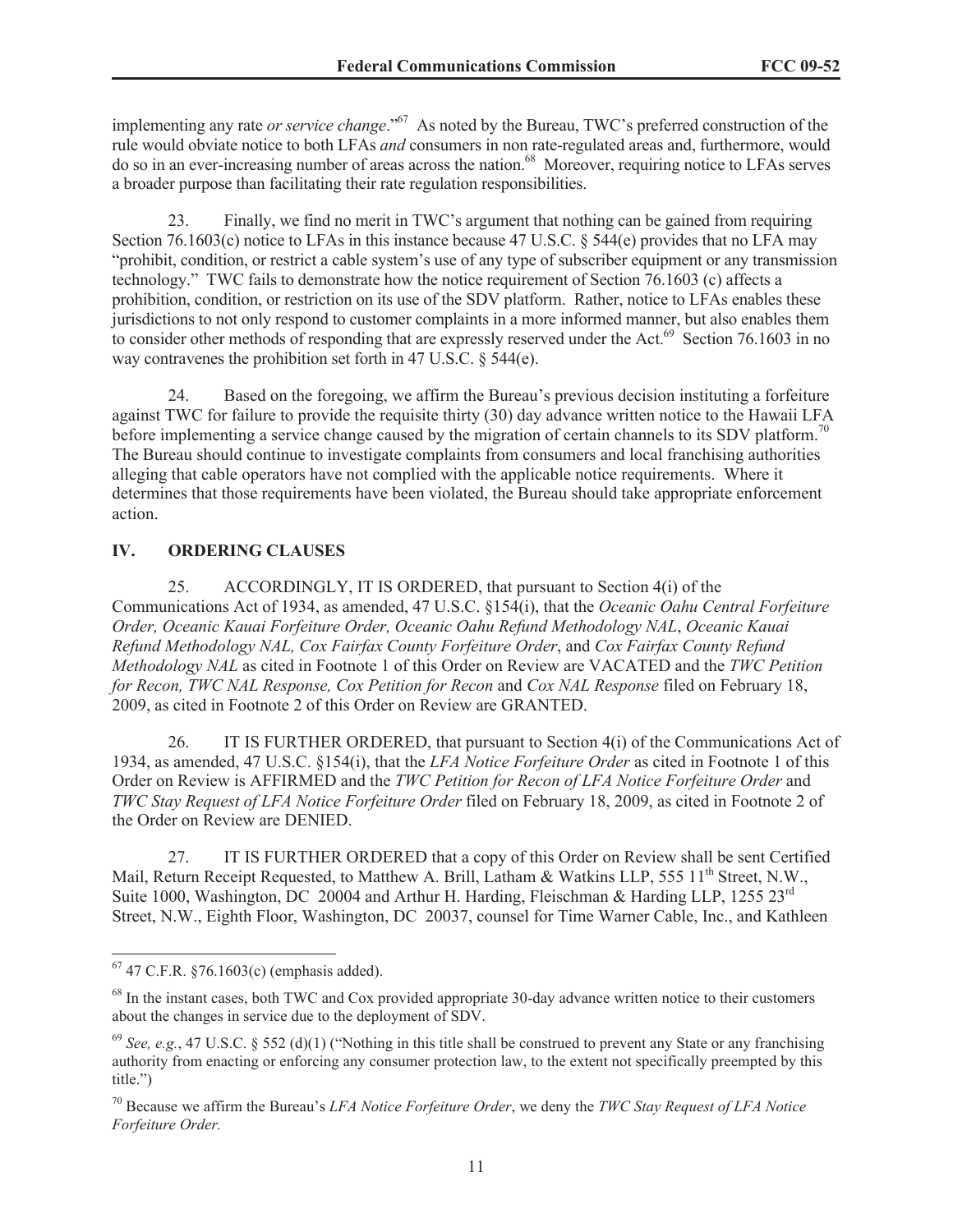implementing any rate *or service change*."[67] As noted by the Bureau, TWC's preferred construction of the rule would obviate notice to both LFAs *and* consumers in non rate-regulated areas and, furthermore, would do so in an ever-increasing number of areas across the nation.[68] Moreover, requiring notice to LFAs serves a broader purpose than facilitating their rate regulation responsibilities.

23. Finally, we find no merit in TWC's argument that nothing can be gained from requiring Section 76.1603(c) notice to LFAs in this instance because 47 U.S.C. § 544(e) provides that no LFA may "prohibit, condition, or restrict a cable system's use of any type of subscriber equipment or any transmission technology." TWC fails to demonstrate how the notice requirement of Section 76.1603 (c) affects a prohibition, condition, or restriction on its use of the SDV platform. Rather, notice to LFAs enables these jurisdictions to not only respond to customer complaints in a more informed manner, but also enables them to consider other methods of responding that are expressly reserved under the Act.[69] Section 76.1603 in no way contravenes the prohibition set forth in 47 U.S.C. § 544(e).

24. Based on the foregoing, we affirm the Bureau's previous decision instituting a forfeiture against TWC for failure to provide the requisite thirty (30) day advance written notice to the Hawaii LFA before implementing a service change caused by the migration of certain channels to its SDV platform.[70] The Bureau should continue to investigate complaints from consumers and local franchising authorities alleging that cable operators have not complied with the applicable notice requirements. Where it determines that those requirements have been violated, the Bureau should take appropriate enforcement action.

## IV. ORDERING CLAUSES

25. ACCORDINGLY, IT IS ORDERED, that pursuant to Section 4(i) of the Communications Act of 1934, as amended, 47 U.S.C. §154(i), that the *Oceanic Oahu Central Forfeiture Order, Oceanic Kauai Forfeiture Order, Oceanic Oahu Refund Methodology NAL*, *Oceanic Kauai Refund Methodology NAL, Cox Fairfax County Forfeiture Order*, and *Cox Fairfax County Refund Methodology NAL* as cited in Footnote 1 of this Order on Review are VACATED and the *TWC Petition for Recon, TWC NAL Response, Cox Petition for Recon* and *Cox NAL Response* filed on February 18, 2009, as cited in Footnote 2 of this Order on Review are GRANTED.

26. IT IS FURTHER ORDERED, that pursuant to Section 4(i) of the Communications Act of 1934, as amended, 47 U.S.C. §154(i), that the *LFA Notice Forfeiture Order* as cited in Footnote 1 of this Order on Review is AFFIRMED and the *TWC Petition for Recon of LFA Notice Forfeiture Order* and *TWC Stay Request of LFA Notice Forfeiture Order* filed on February 18, 2009, as cited in Footnote 2 of the Order on Review are DENIED.

27. IT IS FURTHER ORDERED that a copy of this Order on Review shall be sent Certified Mail, Return Receipt Requested, to Matthew A. Brill, Latham & Watkins LLP, 555 11th Street, N.W., Suite 1000, Washington, DC 20004 and Arthur H. Harding, Fleischman & Harding LLP, 1255 23rd Street, N.W., Eighth Floor, Washington, DC 20037, counsel for Time Warner Cable, Inc., and Kathleen

---

[67] 47 C.F.R. §76.1603(c) (emphasis added).

[68] In the instant cases, both TWC and Cox provided appropriate 30-day advance written notice to their customers about the changes in service due to the deployment of SDV.

[69] *See, e.g.*, 47 U.S.C. § 552 (d)(1) ("Nothing in this title shall be construed to prevent any State or any franchising authority from enacting or enforcing any consumer protection law, to the extent not specifically preempted by this title.")

[70] Because we affirm the Bureau's *LFA Notice Forfeiture Order*, we deny the *TWC Stay Request of LFA Notice Forfeiture Order.*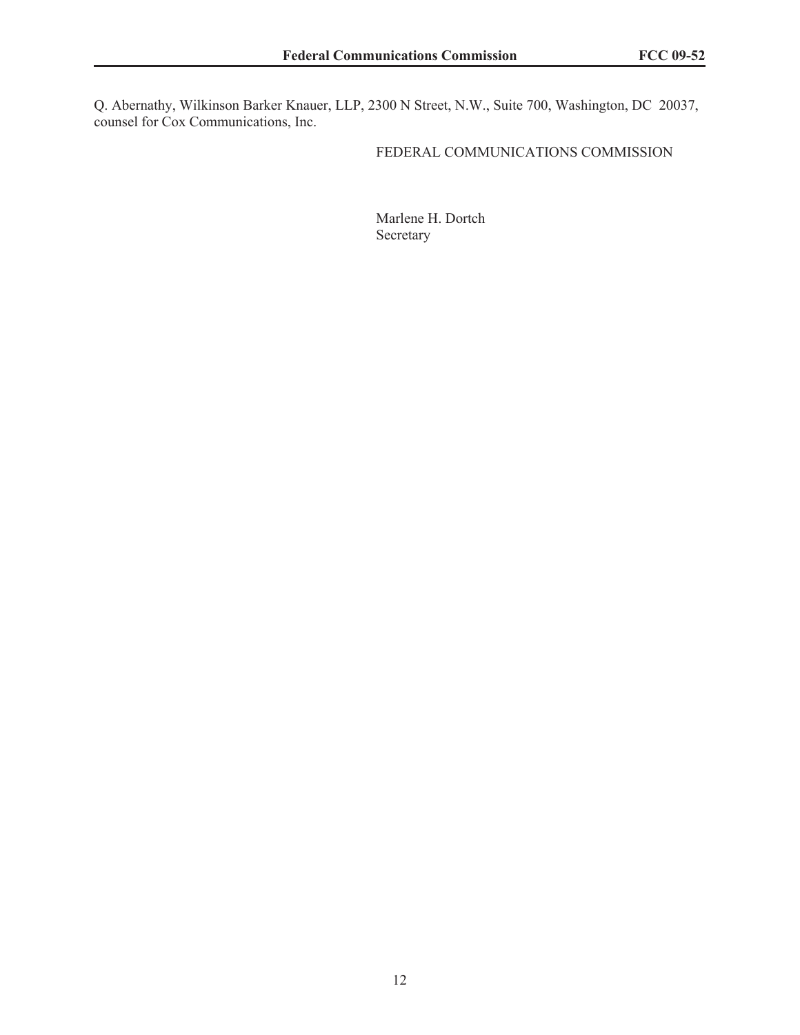Q. Abernathy, Wilkinson Barker Knauer, LLP, 2300 N Street, N.W., Suite 700, Washington, DC 20037, counsel for Cox Communications, Inc.

FEDERAL COMMUNICATIONS COMMISSION

Marlene H. Dortch
Secretary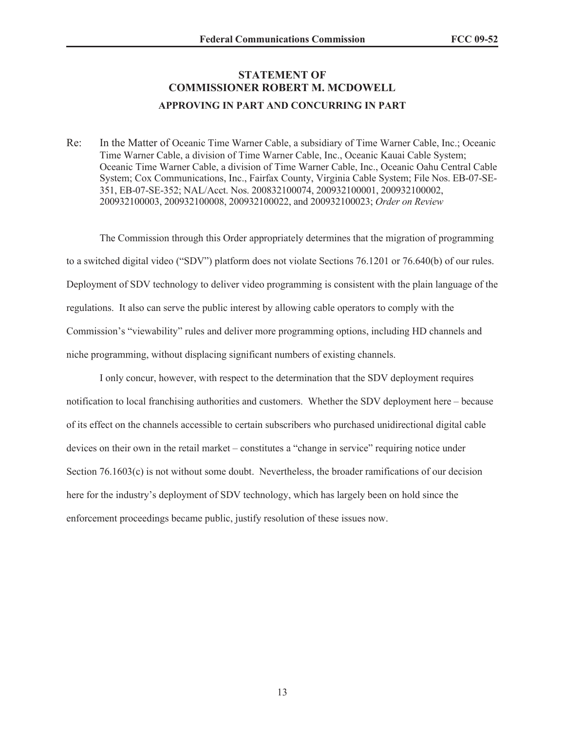## STATEMENT OF
## COMMISSIONER ROBERT M. MCDOWELL

**APPROVING IN PART AND CONCURRING IN PART**

Re: In the Matter of Oceanic Time Warner Cable, a subsidiary of Time Warner Cable, Inc.; Oceanic Time Warner Cable, a division of Time Warner Cable, Inc., Oceanic Kauai Cable System; Oceanic Time Warner Cable, a division of Time Warner Cable, Inc., Oceanic Oahu Central Cable System; Cox Communications, Inc., Fairfax County, Virginia Cable System; File Nos. EB-07-SE-351, EB-07-SE-352; NAL/Acct. Nos. 200832100074, 200932100001, 200932100002, 200932100003, 200932100008, 200932100022, and 200932100023; *Order on Review*

The Commission through this Order appropriately determines that the migration of programming to a switched digital video ("SDV") platform does not violate Sections 76.1201 or 76.640(b) of our rules. Deployment of SDV technology to deliver video programming is consistent with the plain language of the regulations. It also can serve the public interest by allowing cable operators to comply with the Commission's "viewability" rules and deliver more programming options, including HD channels and niche programming, without displacing significant numbers of existing channels.

I only concur, however, with respect to the determination that the SDV deployment requires notification to local franchising authorities and customers. Whether the SDV deployment here – because of its effect on the channels accessible to certain subscribers who purchased unidirectional digital cable devices on their own in the retail market – constitutes a "change in service" requiring notice under Section 76.1603(c) is not without some doubt. Nevertheless, the broader ramifications of our decision here for the industry's deployment of SDV technology, which has largely been on hold since the enforcement proceedings became public, justify resolution of these issues now.